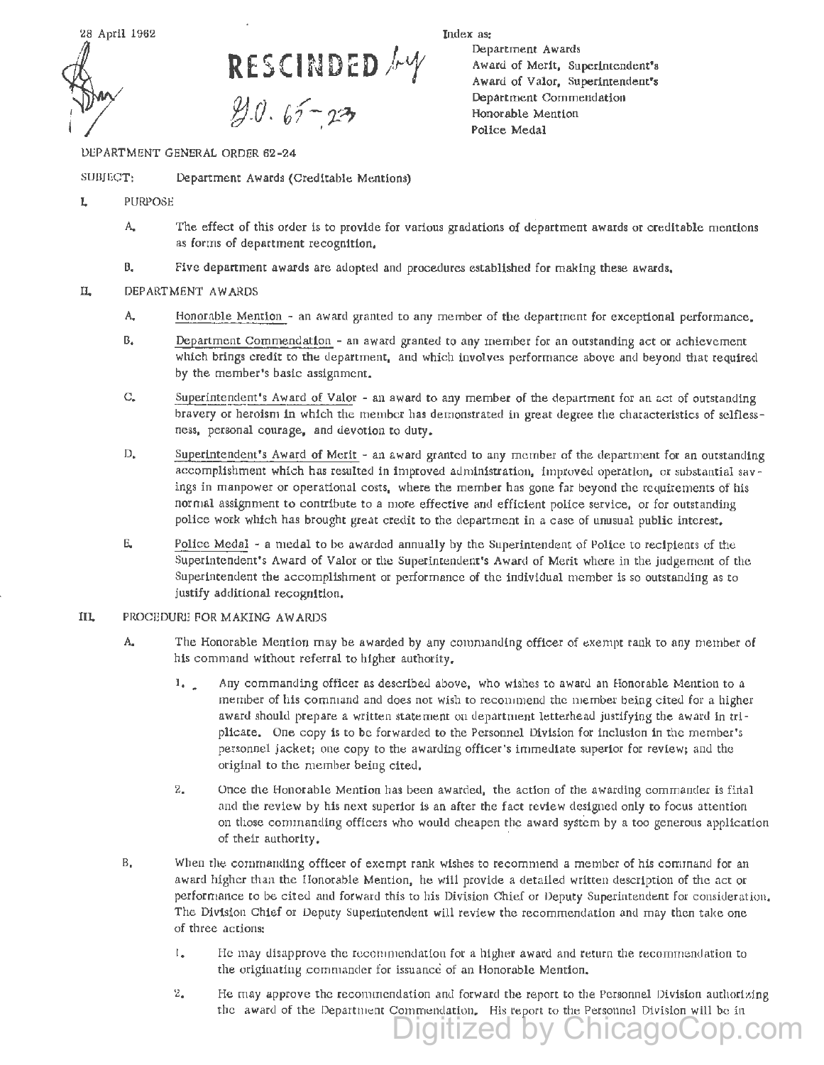28 April 1962

RESCINDED by G.O. 65-23

Index as:
Department Awards
Award of Merit, Superintendent's
Award of Valor, Superintendent's
Department Commendation
Honorable Mention
Police Medal

DEPARTMENT GENERAL ORDER 62-24

SUBJECT: Department Awards (Creditable Mentions)

I. PURPOSE

A. The effect of this order is to provide for various gradations of department awards or creditable mentions as forms of department recognition.

B. Five department awards are adopted and procedures established for making these awards.

II. DEPARTMENT AWARDS

A. Honorable Mention - an award granted to any member of the department for exceptional performance.

B. Department Commendation - an award granted to any member for an outstanding act or achievement which brings credit to the department, and which involves performance above and beyond that required by the member's basic assignment.

C. Superintendent's Award of Valor - an award to any member of the department for an act of outstanding bravery or heroism in which the member has demonstrated in great degree the characteristics of selflessness, personal courage, and devotion to duty.

D. Superintendent's Award of Merit - an award granted to any member of the department for an outstanding accomplishment which has resulted in improved administration, improved operation, or substantial savings in manpower or operational costs, where the member has gone far beyond the requirements of his normal assignment to contribute to a more effective and efficient police service, or for outstanding police work which has brought great credit to the department in a case of unusual public interest.

E. Police Medal - a medal to be awarded annually by the Superintendent of Police to recipients of the Superintendent's Award of Valor or the Superintendent's Award of Merit where in the judgement of the Superintendent the accomplishment or performance of the individual member is so outstanding as to justify additional recognition.

III. PROCEDURE FOR MAKING AWARDS

A. The Honorable Mention may be awarded by any commanding officer of exempt rank to any member of his command without referral to higher authority.

1. Any commanding officer as described above, who wishes to award an Honorable Mention to a member of his command and does not wish to recommend the member being cited for a higher award should prepare a written statement on department letterhead justifying the award in triplicate. One copy is to be forwarded to the Personnel Division for inclusion in the member's personnel jacket; one copy to the awarding officer's immediate superior for review; and the original to the member being cited.

2. Once the Honorable Mention has been awarded, the action of the awarding commander is final and the review by his next superior is an after the fact review designed only to focus attention on those commanding officers who would cheapen the award system by a too generous application of their authority.

B. When the commanding officer of exempt rank wishes to recommend a member of his command for an award higher than the Honorable Mention, he will provide a detailed written description of the act or performance to be cited and forward this to his Division Chief or Deputy Superintendent for consideration. The Division Chief or Deputy Superintendent will review the recommendation and may then take one of three actions:

1. He may disapprove the recommendation for a higher award and return the recommendation to the originating commander for issuance of an Honorable Mention.

2. He may approve the recommendation and forward the report to the Personnel Division authorizing the award of the Department Commendation. His report to the Personnel Division will be in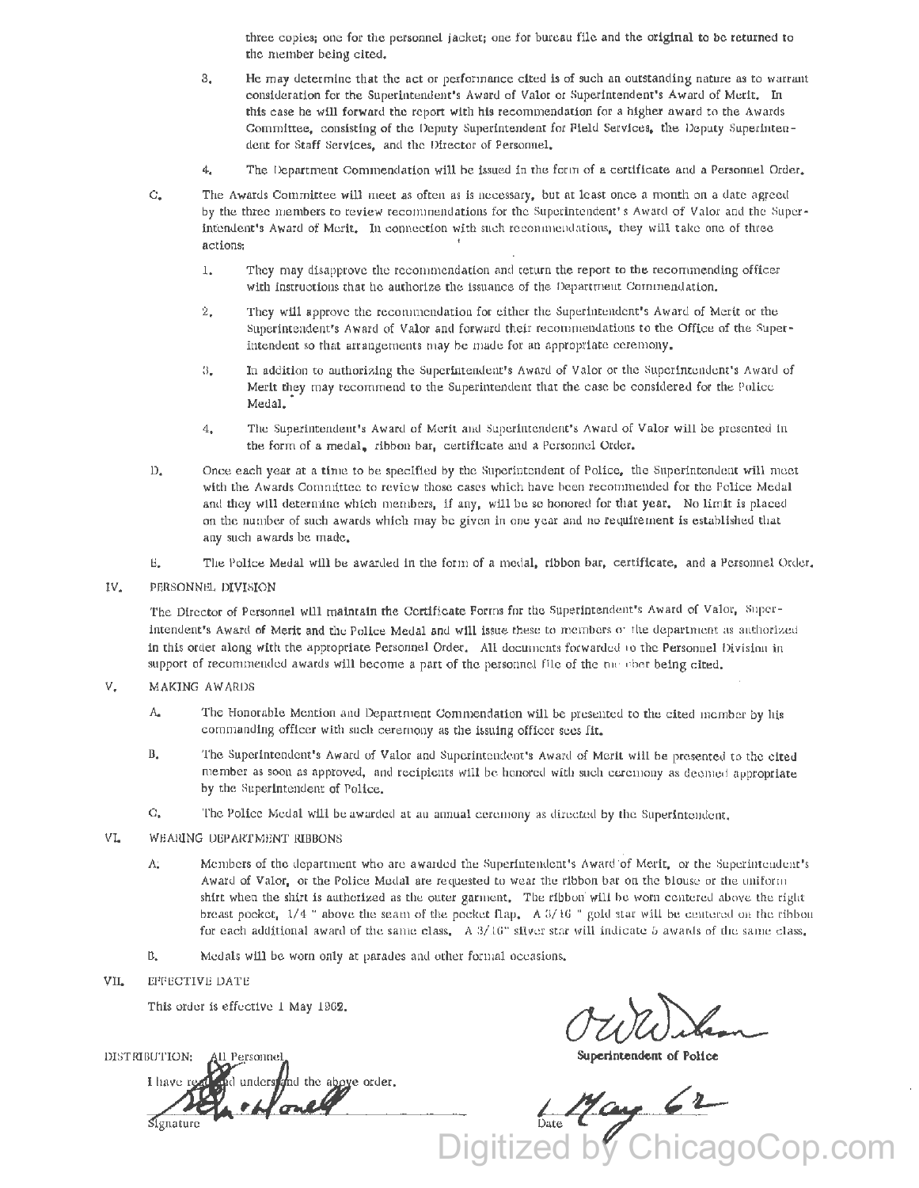three copies; one for the personnel jacket; one for bureau file and the original to be returned to the member being cited.

3. He may determine that the act or performance cited is of such an outstanding nature as to warrant consideration for the Superintendent's Award of Valor or Superintendent's Award of Merit. In this case he will forward the report with his recommendation for a higher award to the Awards Committee, consisting of the Deputy Superintendent for Field Services, the Deputy Superintendent for Staff Services, and the Director of Personnel.

4. The Department Commendation will be issued in the form of a certificate and a Personnel Order.

C. The Awards Committee will meet as often as is necessary, but at least once a month on a date agreed by the three members to review recommendations for the Superintendent's Award of Valor and the Superintendent's Award of Merit. In connection with such recommendations, they will take one of three actions:

1. They may disapprove the recommendation and return the report to the recommending officer with instructions that he authorize the issuance of the Department Commendation.

2. They will approve the recommendation for either the Superintendent's Award of Merit or the Superintendent's Award of Valor and forward their recommendations to the Office of the Superintendent so that arrangements may be made for an appropriate ceremony.

3. In addition to authorizing the Superintendent's Award of Valor or the Superintendent's Award of Merit they may recommend to the Superintendent that the case be considered for the Police Medal.

4. The Superintendent's Award of Merit and Superintendent's Award of Valor will be presented in the form of a medal, ribbon bar, certificate and a Personnel Order.

D. Once each year at a time to be specified by the Superintendent of Police, the Superintendent will meet with the Awards Committee to review those cases which have been recommended for the Police Medal and they will determine which members, if any, will be so honored for that year. No limit is placed on the number of such awards which may be given in one year and no requirement is established that any such awards be made.

E. The Police Medal will be awarded in the form of a medal, ribbon bar, certificate, and a Personnel Order.

## IV. PERSONNEL DIVISION

The Director of Personnel will maintain the Certificate Forms for the Superintendent's Award of Valor, Superintendent's Award of Merit and the Police Medal and will issue these to members of the department as authorized in this order along with the appropriate Personnel Order. All documents forwarded to the Personnel Division in support of recommended awards will become a part of the personnel file of the member being cited.

## V. MAKING AWARDS

A. The Honorable Mention and Department Commendation will be presented to the cited member by his commanding officer with such ceremony as the issuing officer sees fit.

B. The Superintendent's Award of Valor and Superintendent's Award of Merit will be presented to the cited member as soon as approved, and recipients will be honored with such ceremony as deemed appropriate by the Superintendent of Police.

C. The Police Medal will be awarded at an annual ceremony as directed by the Superintendent.

## VI. WEARING DEPARTMENT RIBBONS

A. Members of the department who are awarded the Superintendent's Award of Merit, or the Superintendent's Award of Valor, or the Police Medal are requested to wear the ribbon bar on the blouse or the uniform shirt when the shirt is authorized as the outer garment. The ribbon will be worn centered above the right breast pocket, 1/4 " above the seam of the pocket flap. A 3/16 " gold star will be centered on the ribbon for each additional award of the same class. A 3/16" silver star will indicate 5 awards of the same class.

B. Medals will be worn only at parades and other formal occasions.

## VII. EFFECTIVE DATE

This order is effective 1 May 1962.

O.W. Wilson
Superintendent of Police

DISTRIBUTION: All Personnel

I have read and understand the above order.

Signature

Date 1 May 62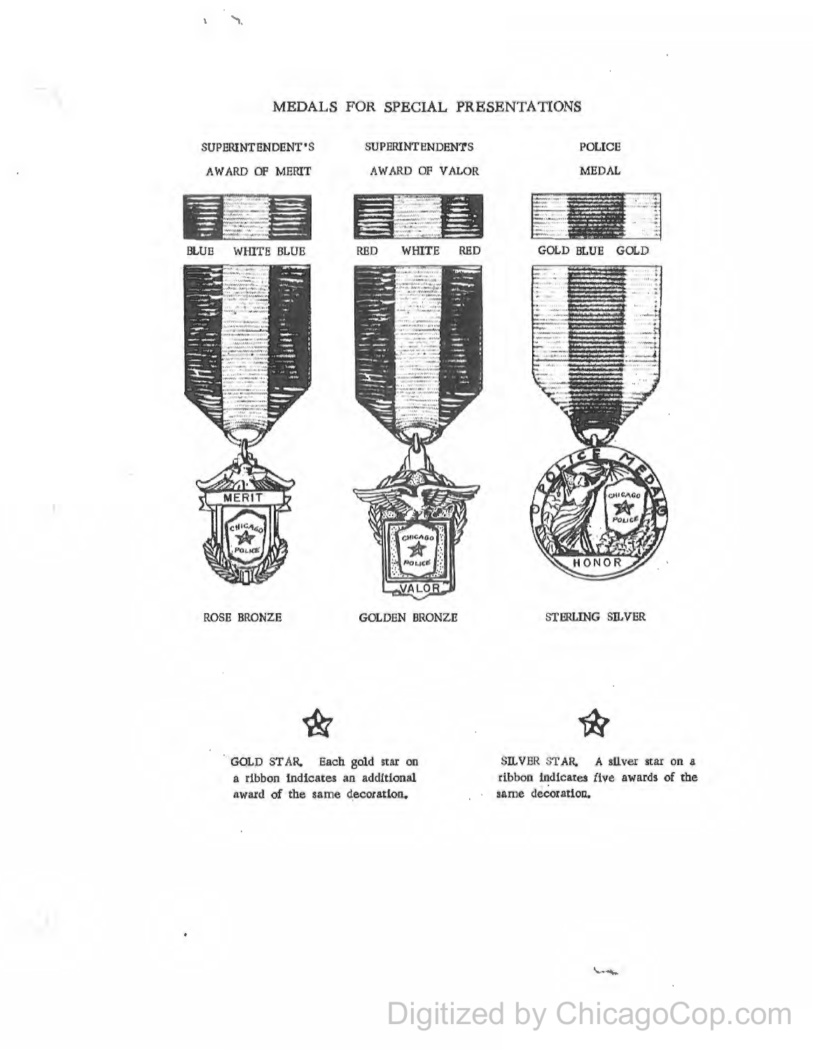# MEDALS FOR SPECIAL PRESENTATIONS

SUPERINTENDENT'S AWARD OF MERIT

BLUE WHITE BLUE

MERIT

CHICAGO POLICE

ROSE BRONZE

SUPERINTENDENT'S AWARD OF VALOR

RED WHITE RED

CHICAGO POLICE

VALOR

GOLDEN BRONZE

POLICE MEDAL

GOLD BLUE GOLD

POLICE MEDAL

CHICAGO POLICE

HONOR

STERLING SILVER

GOLD STAR. Each gold star on a ribbon indicates an additional award of the same decoration.

SILVER STAR. A silver star on a ribbon indicates five awards of the same decoration.